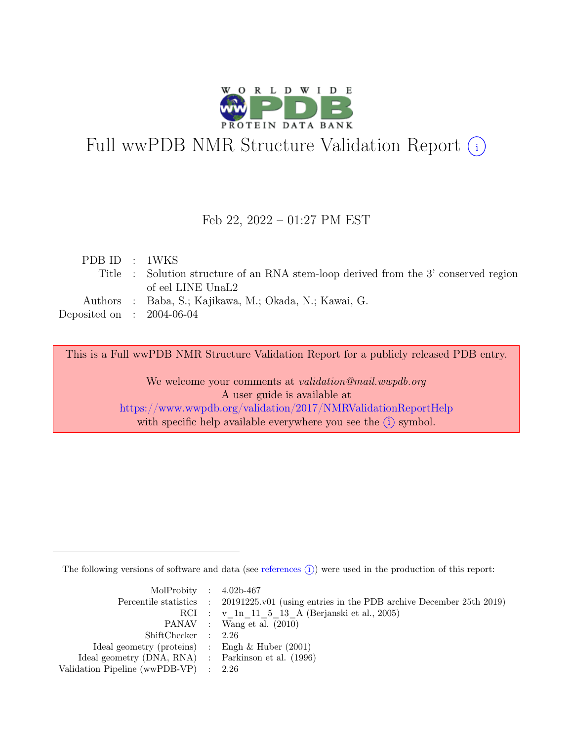# Full wwPDB NMR Structure Validation Report (i)

Feb 22, 2022 – 01:27 PM EST

| | | |
|---|---|---|
| PDB ID | : | 1WKS |
| Title | : | Solution structure of an RNA stem-loop derived from the 3' conserved region of eel LINE UnaL2 |
| Authors | : | Baba, S.; Kajikawa, M.; Okada, N.; Kawai, G. |
| Deposited on | : | 2004-06-04 |

This is a Full wwPDB NMR Structure Validation Report for a publicly released PDB entry.

We welcome your comments at *validation@mail.wwpdb.org*
A user guide is available at
https://www.wwpdb.org/validation/2017/NMRValidationReportHelp
with specific help available everywhere you see the (i) symbol.

The following versions of software and data (see references (i)) were used in the production of this report:

| | | |
|---|---|---|
| MolProbity | : | 4.02b-467 |
| Percentile statistics | : | 20191225.v01 (using entries in the PDB archive December 25th 2019) |
| RCI | : | v_1n_11_5_13_A (Berjanski et al., 2005) |
| PANAV | : | Wang et al. (2010) |
| ShiftChecker | : | 2.26 |
| Ideal geometry (proteins) | : | Engh & Huber (2001) |
| Ideal geometry (DNA, RNA) | : | Parkinson et al. (1996) |
| Validation Pipeline (wwPDB-VP) | : | 2.26 |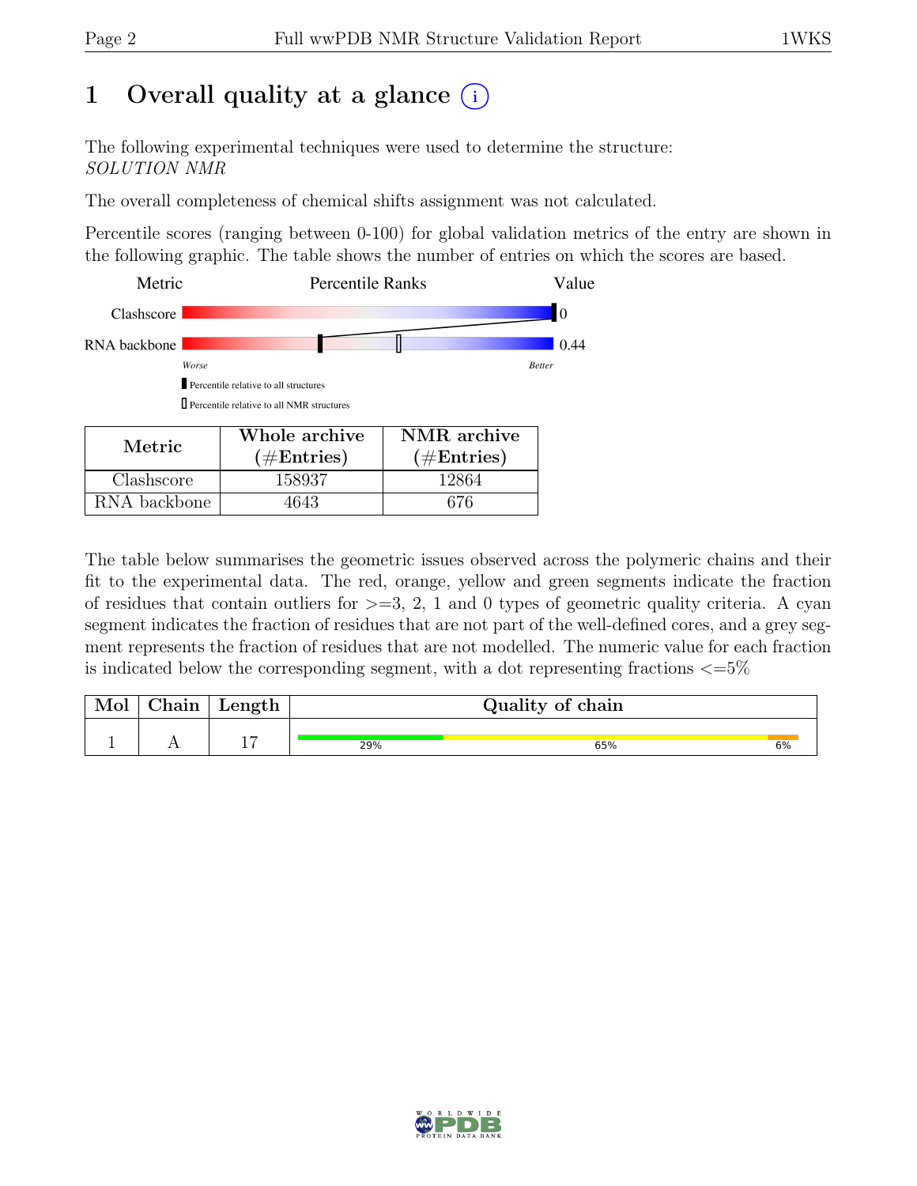# 1 Overall quality at a glance

The following experimental techniques were used to determine the structure:
*SOLUTION NMR*

The overall completeness of chemical shifts assignment was not calculated.

Percentile scores (ranging between 0-100) for global validation metrics of the entry are shown in the following graphic. The table shows the number of entries on which the scores are based.

| Metric | Percentile Ranks | Value |
|---|---|---|
| Clashscore | | 0 |
| RNA backbone | | 0.44 |

Worse — Better

▮ Percentile relative to all structures

▯ Percentile relative to all NMR structures

| Metric | Whole archive (#Entries) | NMR archive (#Entries) |
|---|---|---|
| Clashscore | 158937 | 12864 |
| RNA backbone | 4643 | 676 |

The table below summarises the geometric issues observed across the polymeric chains and their fit to the experimental data. The red, orange, yellow and green segments indicate the fraction of residues that contain outliers for >=3, 2, 1 and 0 types of geometric quality criteria. A cyan segment indicates the fraction of residues that are not part of the well-defined cores, and a grey segment represents the fraction of residues that are not modelled. The numeric value for each fraction is indicated below the corresponding segment, with a dot representing fractions <=5%

| Mol | Chain | Length | Quality of chain |
|---|---|---|---|
| 1 | A | 17 | 29% 65% 6% |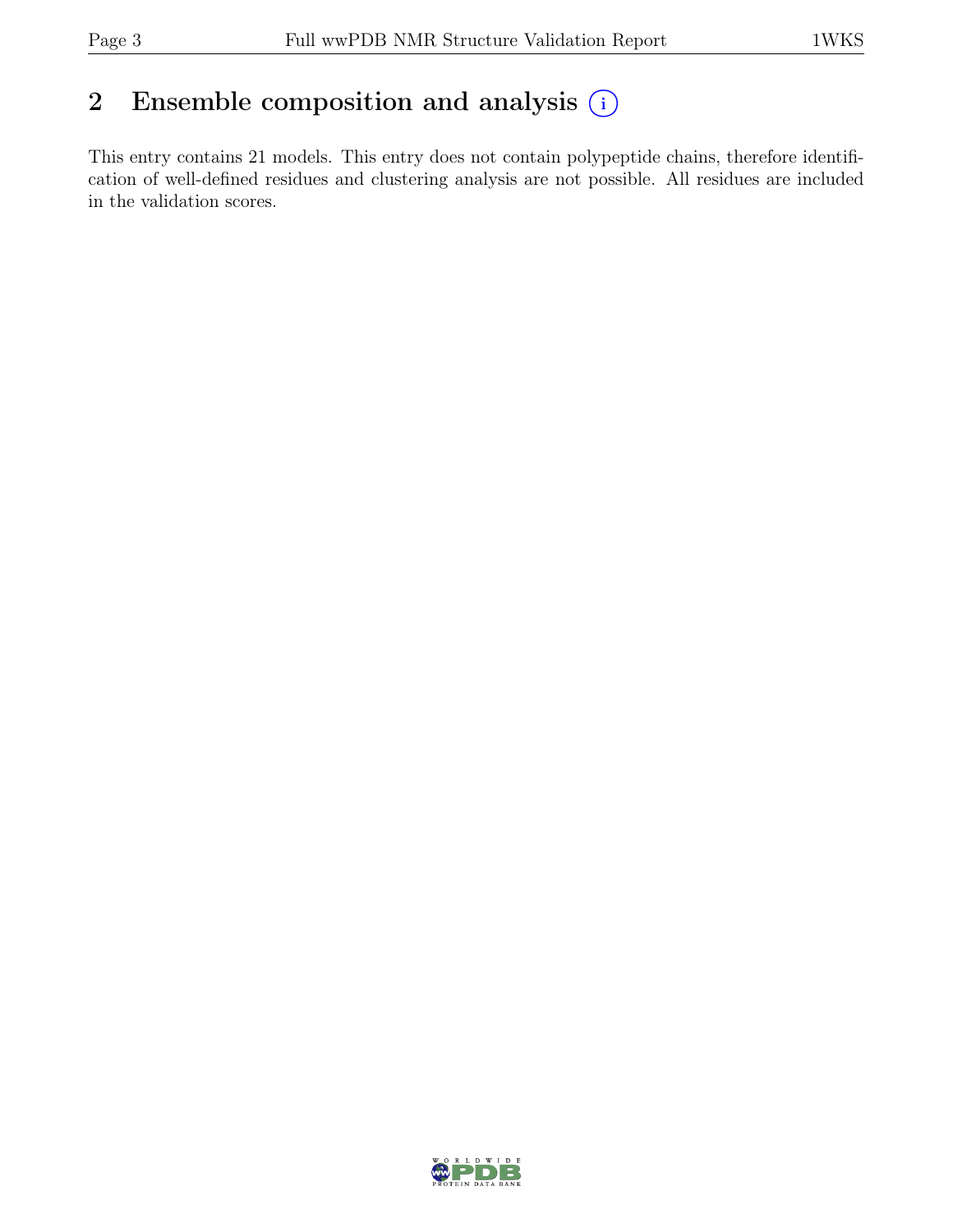# 2 Ensemble composition and analysis (i)

This entry contains 21 models. This entry does not contain polypeptide chains, therefore identification of well-defined residues and clustering analysis are not possible. All residues are included in the validation scores.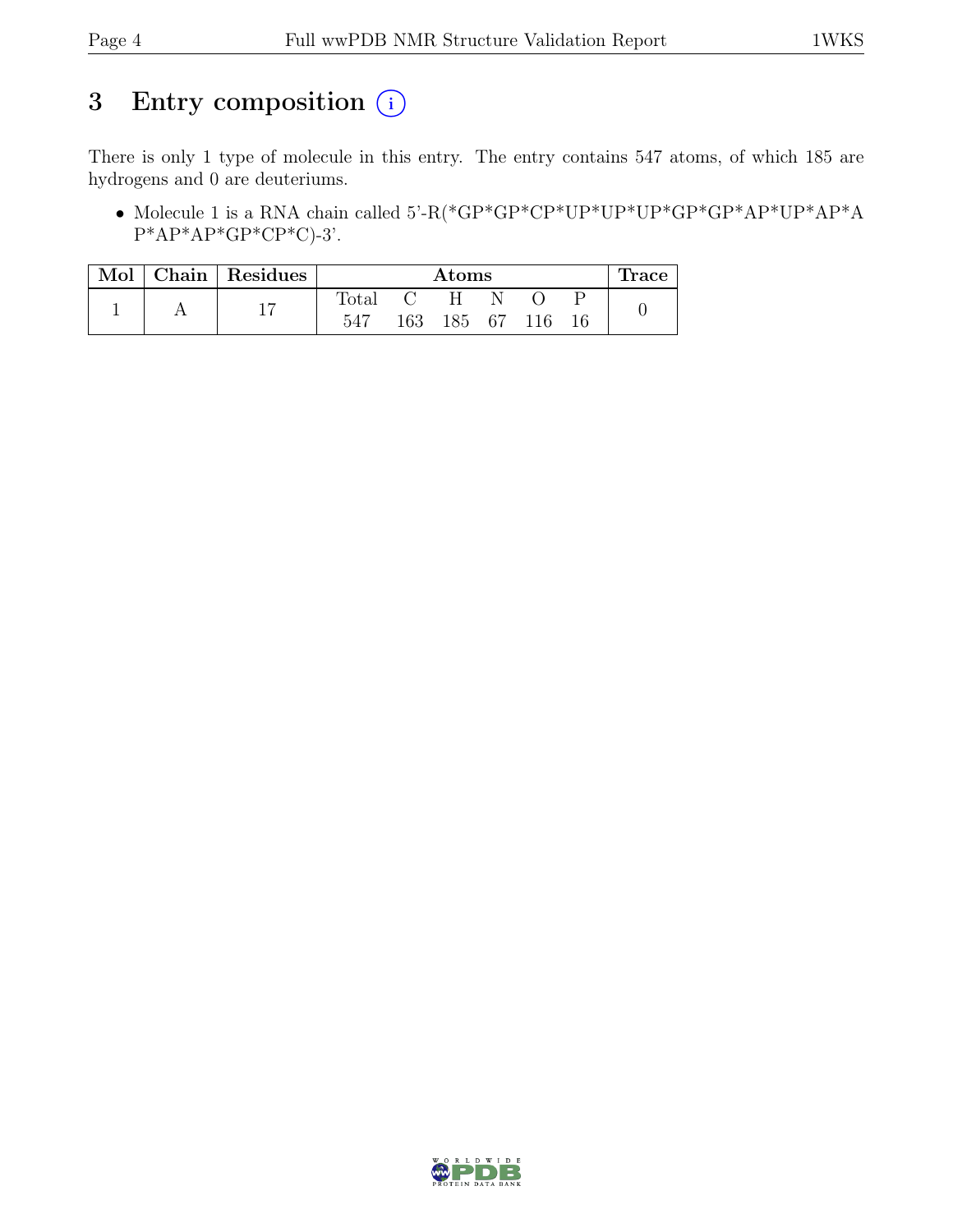# 3 Entry composition (i)

There is only 1 type of molecule in this entry. The entry contains 547 atoms, of which 185 are hydrogens and 0 are deuteriums.

- Molecule 1 is a RNA chain called 5'-R(*GP*GP*CP*UP*UP*UP*GP*GP*AP*UP*AP*AP*AP*AP*GP*CP*C)-3'.

| Mol | Chain | Residues | Atoms | | | | | | Trace |
|---|---|---|---|---|---|---|---|---|---|
| | | | Total | C | H | N | O | P | |
| 1 | A | 17 | 547 | 163 | 185 | 67 | 116 | 16 | 0 |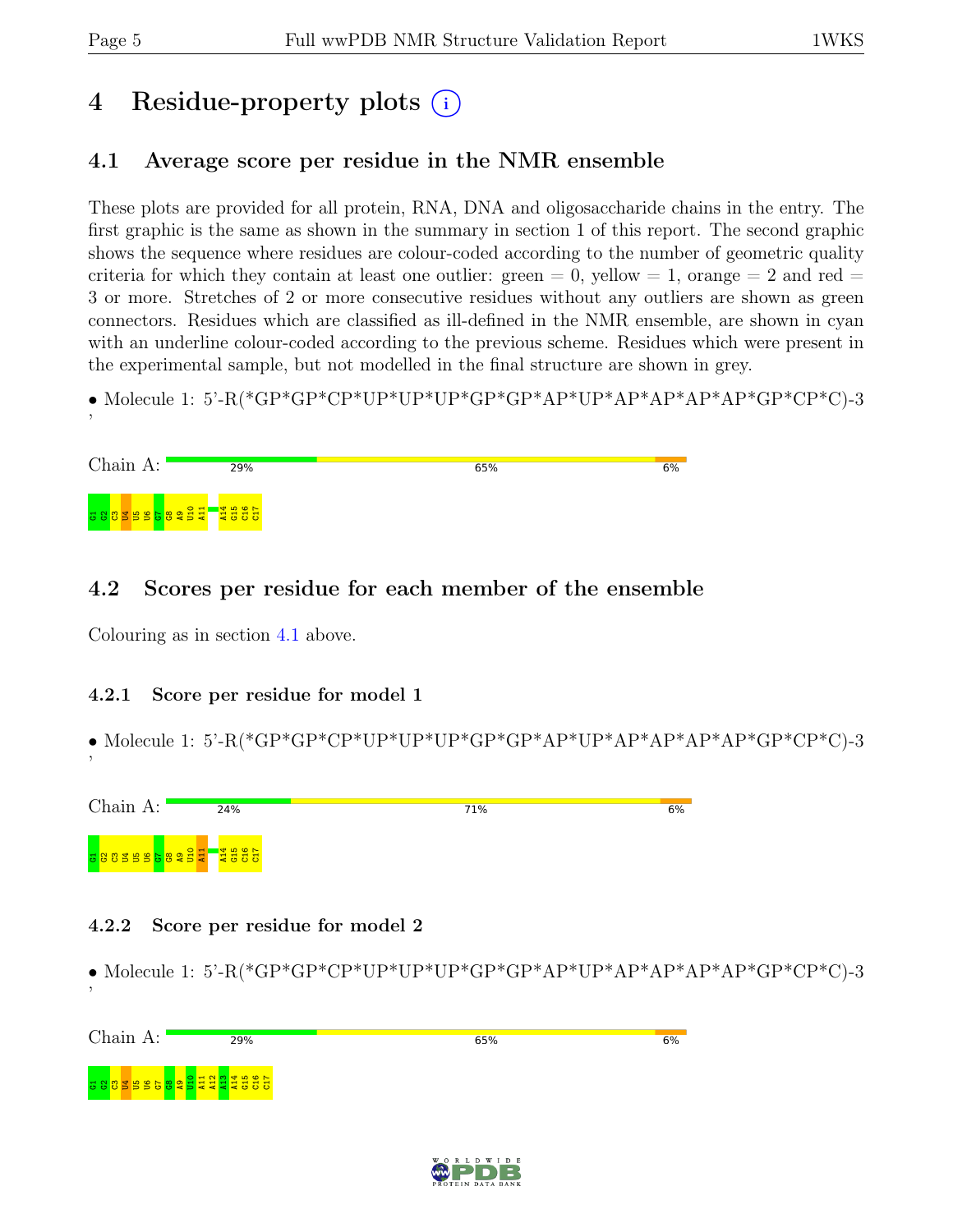# 4 Residue-property plots

## 4.1 Average score per residue in the NMR ensemble

These plots are provided for all protein, RNA, DNA and oligosaccharide chains in the entry. The first graphic is the same as shown in the summary in section 1 of this report. The second graphic shows the sequence where residues are colour-coded according to the number of geometric quality criteria for which they contain at least one outlier: green = 0, yellow = 1, orange = 2 and red = 3 or more. Stretches of 2 or more consecutive residues without any outliers are shown as green connectors. Residues which are classified as ill-defined in the NMR ensemble, are shown in cyan with an underline colour-coded according to the previous scheme. Residues which were present in the experimental sample, but not modelled in the final structure are shown in grey.

• Molecule 1: 5'-R(*GP*GP*CP*UP*UP*UP*GP*GP*AP*UP*AP*AP*AP*AP*GP*CP*C)-3'

Chain A: 29% | 65% | 6%

G1 G2 C3 U4 U5 U6 G7 G8 A9 U10 A11 A14 G15 C16 C17

## 4.2 Scores per residue for each member of the ensemble

Colouring as in section 4.1 above.

### 4.2.1 Score per residue for model 1

• Molecule 1: 5'-R(*GP*GP*CP*UP*UP*UP*GP*GP*AP*UP*AP*AP*AP*AP*GP*CP*C)-3'

Chain A: 24% | 71% | 6%

G1 G2 C3 U4 U5 U6 G7 G8 A9 U10 A11 A14 G15 C16 C17

### 4.2.2 Score per residue for model 2

• Molecule 1: 5'-R(*GP*GP*CP*UP*UP*UP*GP*GP*AP*UP*AP*AP*AP*AP*GP*CP*C)-3'

Chain A: 29% | 65% | 6%

G1 G2 C3 U4 U5 U6 G7 G8 A9 U10 A11 A12 A13 A14 G15 C16 C17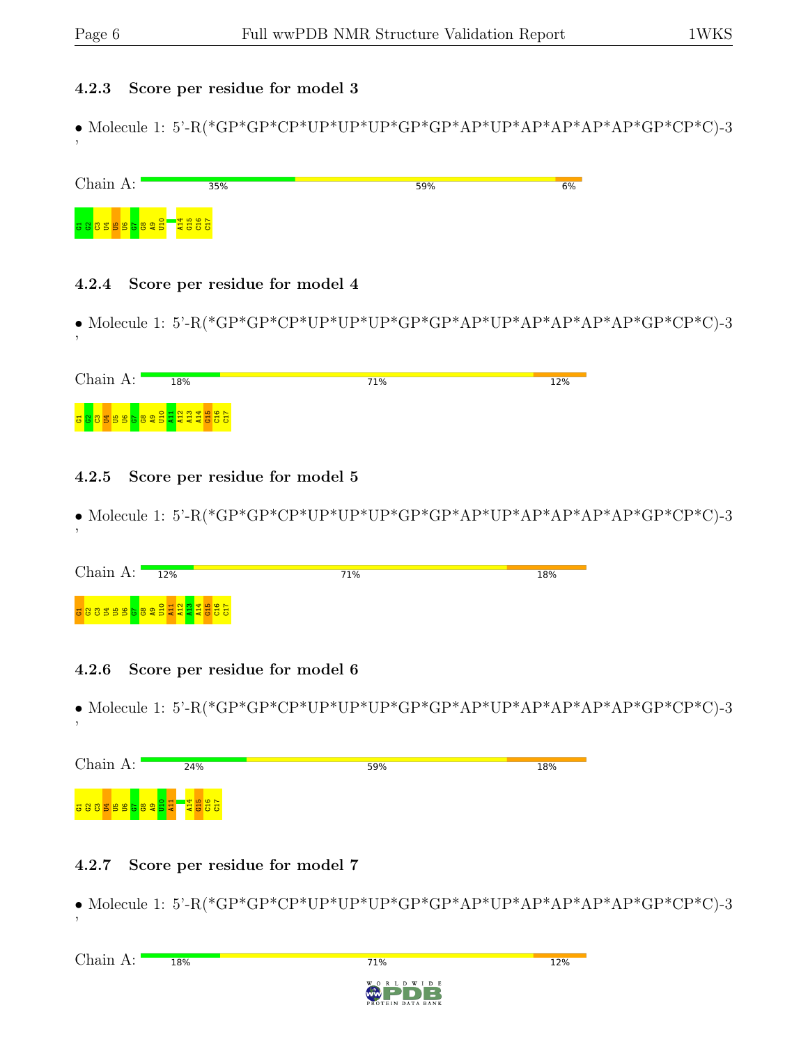### 4.2.3 Score per residue for model 3

• Molecule 1: 5'-R(*GP*GP*CP*UP*UP*UP*GP*GP*AP*UP*AP*AP*AP*AP*GP*CP*C)-3 '

Chain A: 35% 59% 6%

G1 G2 C3 U4 U5 U6 G7 G8 A9 U10 A14 G15 C16 C17

### 4.2.4 Score per residue for model 4

• Molecule 1: 5'-R(*GP*GP*CP*UP*UP*UP*GP*GP*AP*UP*AP*AP*AP*AP*GP*CP*C)-3 '

Chain A: 18% 71% 12%

G1 G2 C3 U4 U5 U6 G7 G8 A9 U10 A11 A12 A13 A14 G15 C16 C17

### 4.2.5 Score per residue for model 5

• Molecule 1: 5'-R(*GP*GP*CP*UP*UP*UP*GP*GP*AP*UP*AP*AP*AP*AP*GP*CP*C)-3 '

Chain A: 12% 71% 18%

G1 G2 C3 U4 U5 U6 G7 G8 A9 U10 A11 A12 A13 A14 G15 C16 C17

### 4.2.6 Score per residue for model 6

• Molecule 1: 5'-R(*GP*GP*CP*UP*UP*UP*GP*GP*AP*UP*AP*AP*AP*AP*GP*CP*C)-3 '

Chain A: 24% 59% 18%

G1 G2 C3 U4 U5 U6 G7 G8 A9 U10 A11 A14 G15 C16 C17

### 4.2.7 Score per residue for model 7

• Molecule 1: 5'-R(*GP*GP*CP*UP*UP*UP*GP*GP*AP*UP*AP*AP*AP*AP*GP*CP*C)-3 '

Chain A: 18% 71% 12%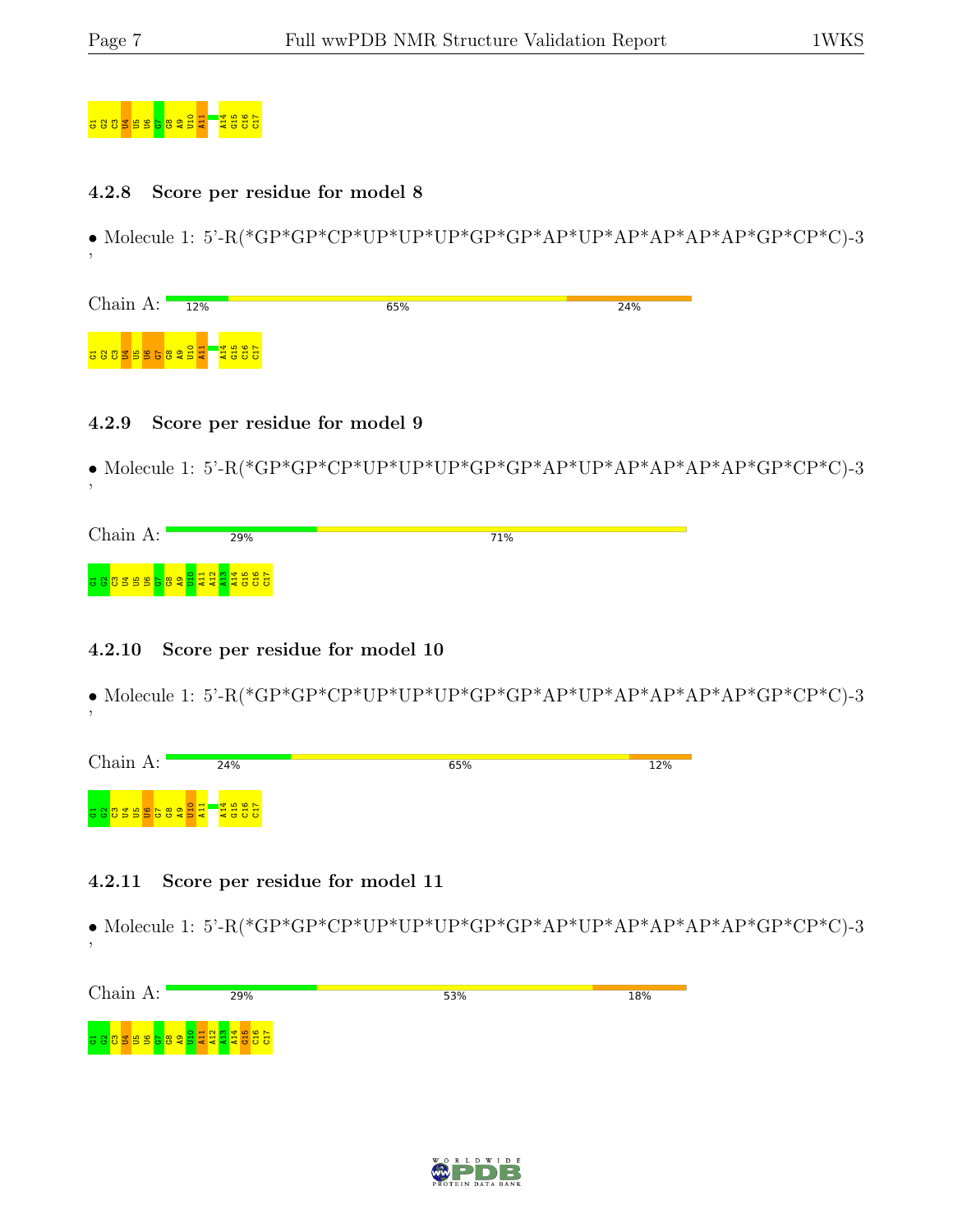G1 G2 C3 U4 U5 U6 G7 G8 A9 U10 A11 A14 G15 C16 C17

### 4.2.8 Score per residue for model 8

• Molecule 1: 5'-R(*GP*GP*CP*UP*UP*UP*GP*GP*AP*UP*AP*AP*AP*AP*GP*CP*C)-3'

Chain A: 12% 65% 24%

G1 G2 C3 U4 U5 U6 G7 G8 A9 U10 A11 A14 G15 C16 C17

### 4.2.9 Score per residue for model 9

• Molecule 1: 5'-R(*GP*GP*CP*UP*UP*UP*GP*GP*AP*UP*AP*AP*AP*AP*GP*CP*C)-3'

Chain A: 29% 71%

G1 G2 C3 U4 U5 U6 G7 G8 A9 U10 A11 A12 A13 A14 G15 C16 C17

### 4.2.10 Score per residue for model 10

• Molecule 1: 5'-R(*GP*GP*CP*UP*UP*UP*GP*GP*AP*UP*AP*AP*AP*AP*GP*CP*C)-3'

Chain A: 24% 65% 12%

G1 G2 C3 U4 U5 U6 G7 G8 A9 U10 A11 A14 G15 C16 C17

### 4.2.11 Score per residue for model 11

• Molecule 1: 5'-R(*GP*GP*CP*UP*UP*UP*GP*GP*AP*UP*AP*AP*AP*AP*GP*CP*C)-3'

Chain A: 29% 53% 18%

G1 G2 C3 U4 U5 U6 G7 G8 A9 U10 A11 A12 A13 A14 G15 C16 C17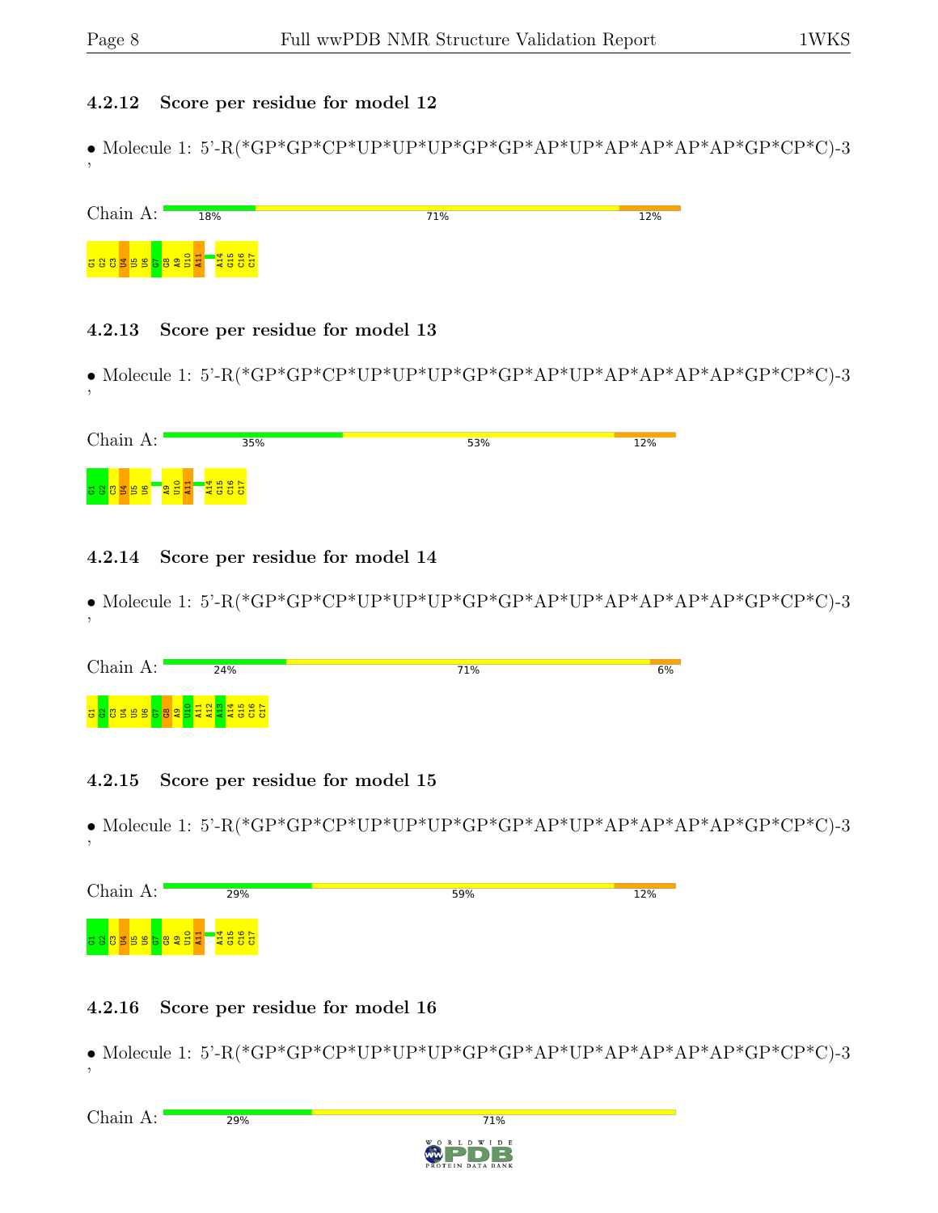### 4.2.12 Score per residue for model 12

- Molecule 1: 5'-R(*GP*GP*CP*UP*UP*UP*GP*GP*AP*UP*AP*AP*AP*AP*GP*CP*C)-3'

Chain A: 18% 71% 12%

G1 G2 C3 U4 U5 U6 G7 G8 A9 U10 A11 A14 G15 C16 C17

### 4.2.13 Score per residue for model 13

- Molecule 1: 5'-R(*GP*GP*CP*UP*UP*UP*GP*GP*AP*UP*AP*AP*AP*AP*GP*CP*C)-3'

Chain A: 35% 53% 12%

G1 G2 C3 U4 U5 U6 A9 U10 A11 A14 G15 C16 C17

### 4.2.14 Score per residue for model 14

- Molecule 1: 5'-R(*GP*GP*CP*UP*UP*UP*GP*GP*AP*UP*AP*AP*AP*AP*GP*CP*C)-3'

Chain A: 24% 71% 6%

G1 G2 C3 U4 U5 U6 G7 G8 A9 U10 A11 A12 A13 A14 G15 C16 C17

### 4.2.15 Score per residue for model 15

- Molecule 1: 5'-R(*GP*GP*CP*UP*UP*UP*GP*GP*AP*UP*AP*AP*AP*AP*GP*CP*C)-3'

Chain A: 29% 59% 12%

G1 G2 C3 U4 U5 U6 G7 G8 A9 U10 A11 A14 G15 C16 C17

### 4.2.16 Score per residue for model 16

- Molecule 1: 5'-R(*GP*GP*CP*UP*UP*UP*GP*GP*AP*UP*AP*AP*AP*AP*GP*CP*C)-3'

Chain A: 29% 71%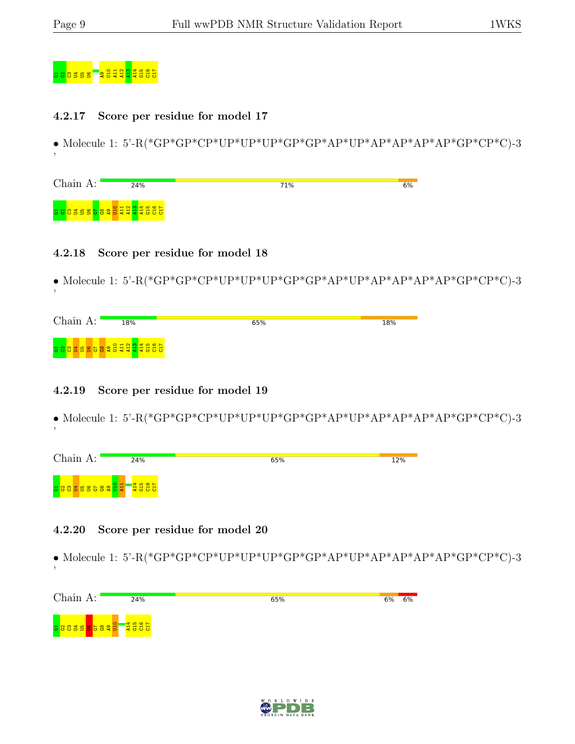G1 G2 C3 U4 U5 U6 A9 U10 A11 A12 A13 A14 G15 C16 C17

### 4.2.17 Score per residue for model 17

• Molecule 1: 5'-R(*GP*GP*CP*UP*UP*UP*GP*GP*AP*UP*AP*AP*AP*AP*GP*CP*C)-3'

Chain A: 24% 71% 6%

G1 G2 C3 U4 U5 U6 G7 G8 A9 U10 A11 A12 A13 A14 G15 C16 C17

### 4.2.18 Score per residue for model 18

• Molecule 1: 5'-R(*GP*GP*CP*UP*UP*UP*GP*GP*AP*UP*AP*AP*AP*AP*GP*CP*C)-3'

Chain A: 18% 65% 18%

G1 G2 C3 U4 U5 U6 G7 G8 A9 U10 A11 A12 A13 A14 G15 C16 C17

### 4.2.19 Score per residue for model 19

• Molecule 1: 5'-R(*GP*GP*CP*UP*UP*UP*GP*GP*AP*UP*AP*AP*AP*AP*GP*CP*C)-3'

Chain A: 24% 65% 12%

G1 G2 C3 U4 U5 U6 G7 G8 A9 U10 A11 A14 G15 C16 C17

### 4.2.20 Score per residue for model 20

• Molecule 1: 5'-R(*GP*GP*CP*UP*UP*UP*GP*GP*AP*UP*AP*AP*AP*AP*GP*CP*C)-3'

Chain A: 24% 65% 6% 6%

G1 G2 C3 U4 U5 U6 G7 G8 A9 U10 A14 G15 C16 C17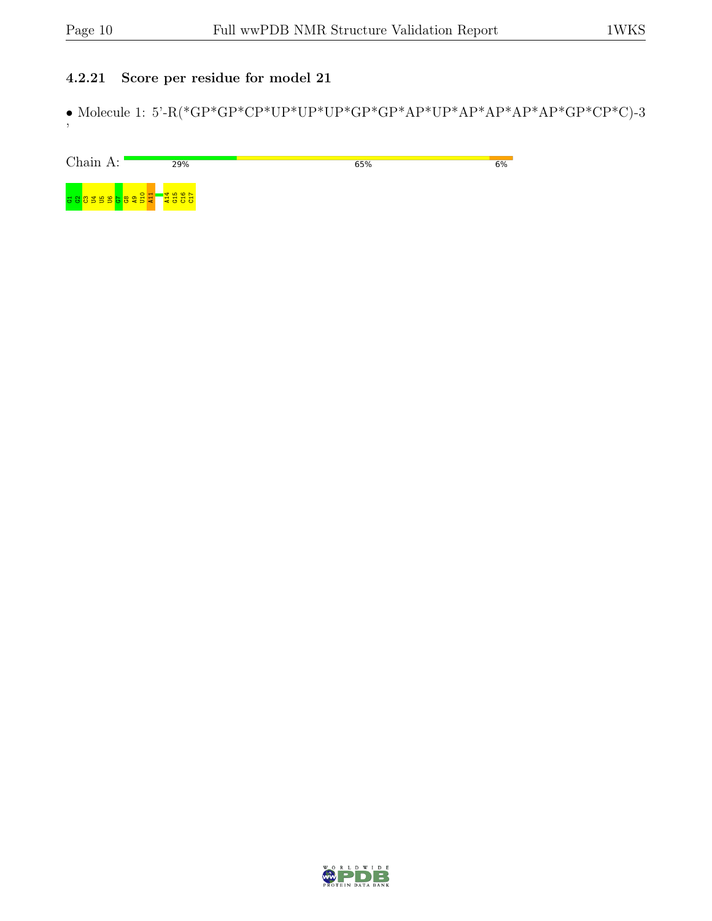### 4.2.21 Score per residue for model 21

- Molecule 1: 5'-R(*GP*GP*CP*UP*UP*UP*GP*GP*AP*UP*AP*AP*AP*AP*GP*CP*C)-3'

Chain A: 29% 65% 6%

G1 G2 C3 U4 U5 U6 G7 G8 A9 U10 A11 A14 G15 C16 C17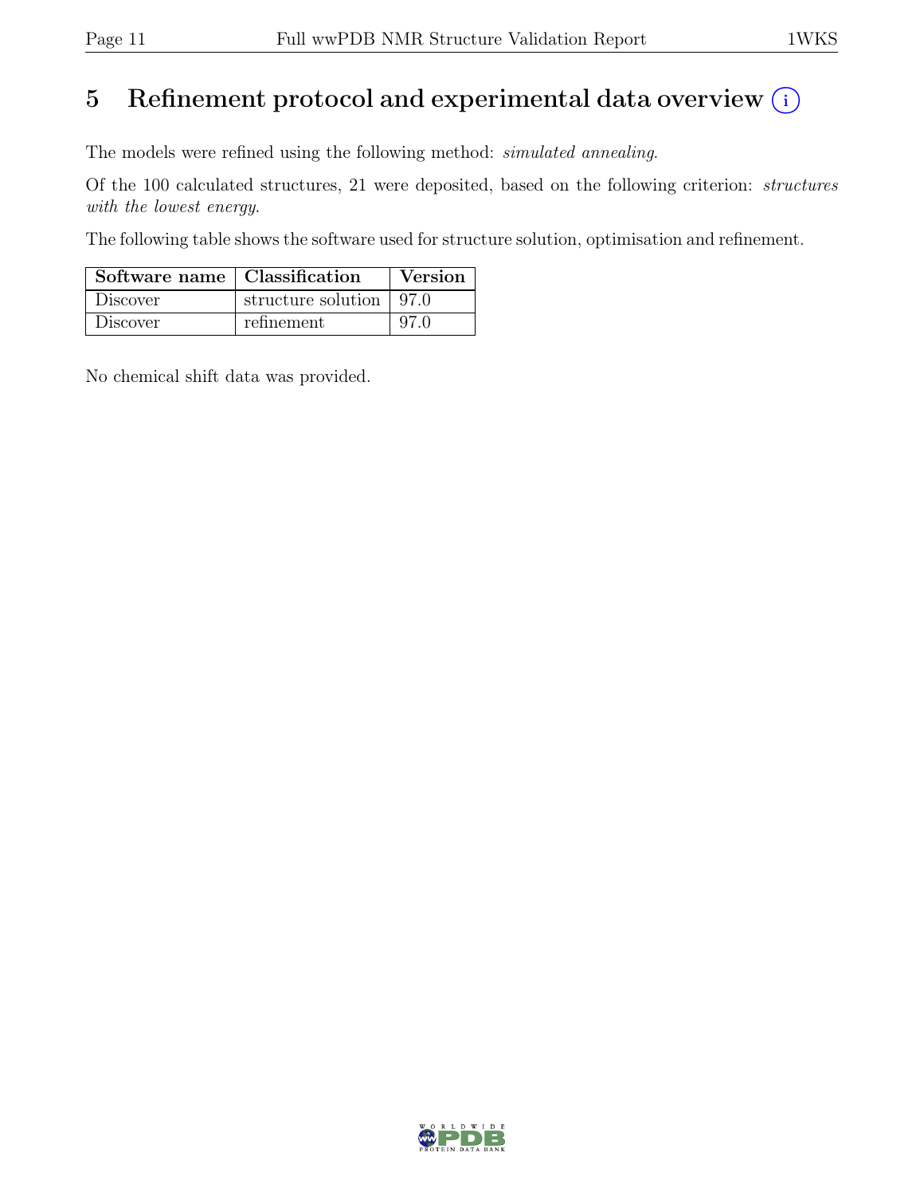# 5 Refinement protocol and experimental data overview

The models were refined using the following method: *simulated annealing*.

Of the 100 calculated structures, 21 were deposited, based on the following criterion: *structures with the lowest energy*.

The following table shows the software used for structure solution, optimisation and refinement.

| Software name | Classification | Version |
|---|---|---|
| Discover | structure solution | 97.0 |
| Discover | refinement | 97.0 |

No chemical shift data was provided.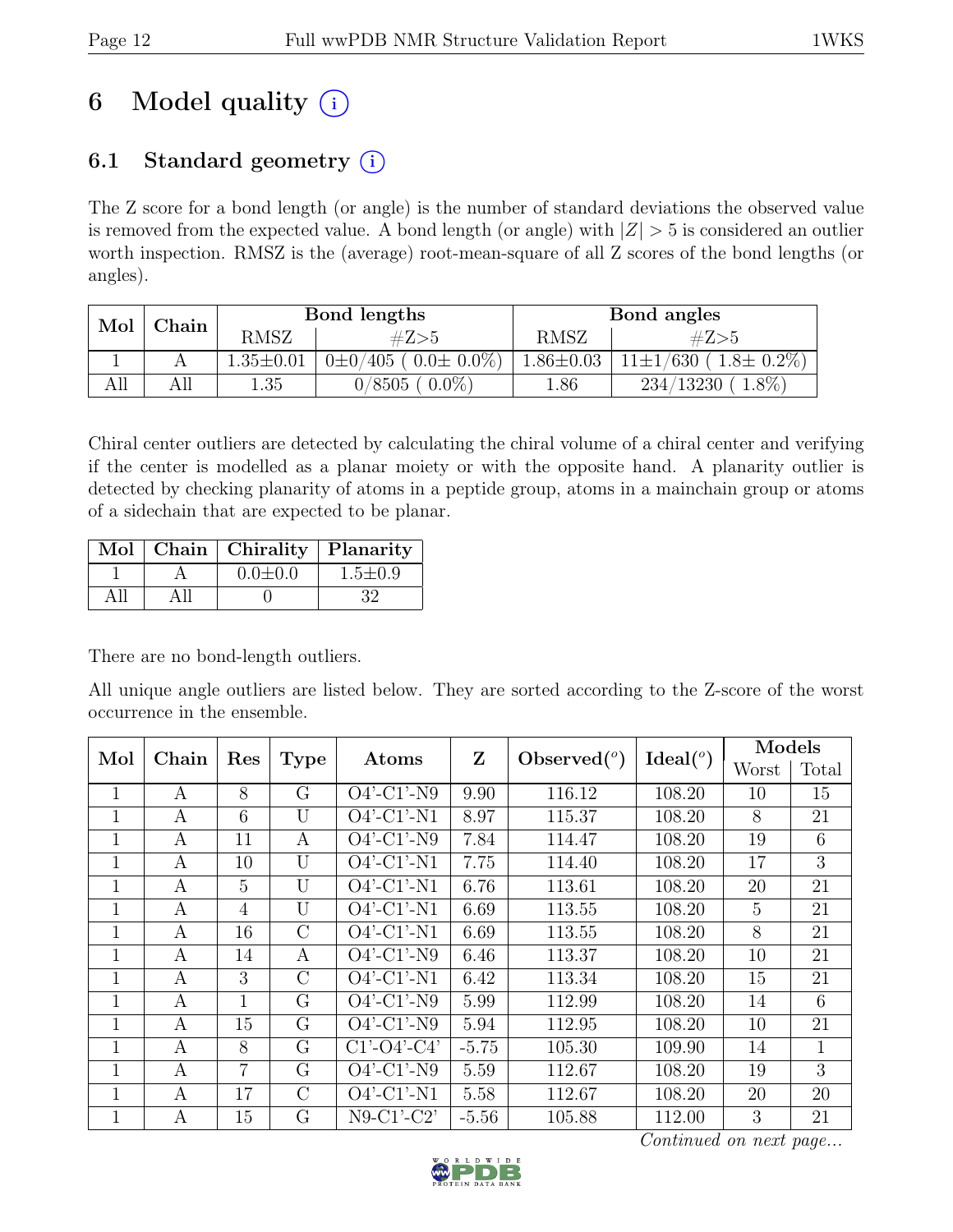# 6 Model quality (i)

## 6.1 Standard geometry (i)

The Z score for a bond length (or angle) is the number of standard deviations the observed value is removed from the expected value. A bond length (or angle) with $|Z| > 5$ is considered an outlier worth inspection. RMSZ is the (average) root-mean-square of all Z scores of the bond lengths (or angles).

| Mol | Chain | Bond lengths | | Bond angles | |
|---|---|---|---|---|---|
| | | RMSZ | #Z>5 | RMSZ | #Z>5 |
| 1 | A | 1.35±0.01 | 0±0/405 ( 0.0± 0.0%) | 1.86±0.03 | 11±1/630 ( 1.8± 0.2%) |
| All | All | 1.35 | 0/8505 ( 0.0%) | 1.86 | 234/13230 ( 1.8%) |

Chiral center outliers are detected by calculating the chiral volume of a chiral center and verifying if the center is modelled as a planar moiety or with the opposite hand. A planarity outlier is detected by checking planarity of atoms in a peptide group, atoms in a mainchain group or atoms of a sidechain that are expected to be planar.

| Mol | Chain | Chirality | Planarity |
|---|---|---|---|
| 1 | A | 0.0±0.0 | 1.5±0.9 |
| All | All | 0 | 32 |

There are no bond-length outliers.

All unique angle outliers are listed below. They are sorted according to the Z-score of the worst occurrence in the ensemble.

| Mol | Chain | Res | Type | Atoms | Z | Observed(°) | Ideal(°) | Models | |
|---|---|---|---|---|---|---|---|---|---|
| | | | | | | | | Worst | Total |
| 1 | A | 8 | G | O4'-C1'-N9 | 9.90 | 116.12 | 108.20 | 10 | 15 |
| 1 | A | 6 | U | O4'-C1'-N1 | 8.97 | 115.37 | 108.20 | 8 | 21 |
| 1 | A | 11 | A | O4'-C1'-N9 | 7.84 | 114.47 | 108.20 | 19 | 6 |
| 1 | A | 10 | U | O4'-C1'-N1 | 7.75 | 114.40 | 108.20 | 17 | 3 |
| 1 | A | 5 | U | O4'-C1'-N1 | 6.76 | 113.61 | 108.20 | 20 | 21 |
| 1 | A | 4 | U | O4'-C1'-N1 | 6.69 | 113.55 | 108.20 | 5 | 21 |
| 1 | A | 16 | C | O4'-C1'-N1 | 6.69 | 113.55 | 108.20 | 8 | 21 |
| 1 | A | 14 | A | O4'-C1'-N9 | 6.46 | 113.37 | 108.20 | 10 | 21 |
| 1 | A | 3 | C | O4'-C1'-N1 | 6.42 | 113.34 | 108.20 | 15 | 21 |
| 1 | A | 1 | G | O4'-C1'-N9 | 5.99 | 112.99 | 108.20 | 14 | 6 |
| 1 | A | 15 | G | O4'-C1'-N9 | 5.94 | 112.95 | 108.20 | 10 | 21 |
| 1 | A | 8 | G | C1'-O4'-C4' | -5.75 | 105.30 | 109.90 | 14 | 1 |
| 1 | A | 7 | G | O4'-C1'-N9 | 5.59 | 112.67 | 108.20 | 19 | 3 |
| 1 | A | 17 | C | O4'-C1'-N1 | 5.58 | 112.67 | 108.20 | 20 | 20 |
| 1 | A | 15 | G | N9-C1'-C2' | -5.56 | 105.88 | 112.00 | 3 | 21 |

*Continued on next page...*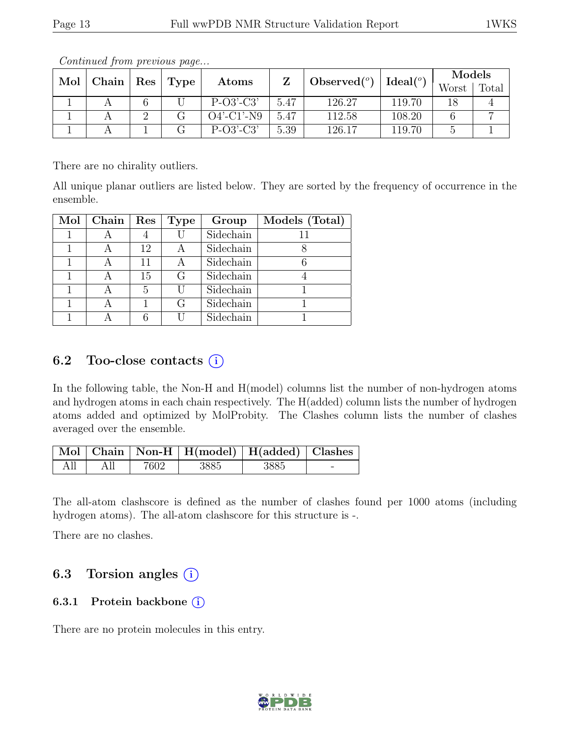*Continued from previous page...*

| Mol | Chain | Res | Type | Atoms | Z | Observed(°) | Ideal(°) | Models | |
|---|---|---|---|---|---|---|---|---|---|
| | | | | | | | | Worst | Total |
| 1 | A | 6 | U | P-O3'-C3' | 5.47 | 126.27 | 119.70 | 18 | 4 |
| 1 | A | 2 | G | O4'-C1'-N9 | 5.47 | 112.58 | 108.20 | 6 | 7 |
| 1 | A | 1 | G | P-O3'-C3' | 5.39 | 126.17 | 119.70 | 5 | 1 |

There are no chirality outliers.

All unique planar outliers are listed below. They are sorted by the frequency of occurrence in the ensemble.

| Mol | Chain | Res | Type | Group | Models (Total) |
|---|---|---|---|---|---|
| 1 | A | 4 | U | Sidechain | 11 |
| 1 | A | 12 | A | Sidechain | 8 |
| 1 | A | 11 | A | Sidechain | 6 |
| 1 | A | 15 | G | Sidechain | 4 |
| 1 | A | 5 | U | Sidechain | 1 |
| 1 | A | 1 | G | Sidechain | 1 |
| 1 | A | 6 | U | Sidechain | 1 |

## 6.2 Too-close contacts (i)

In the following table, the Non-H and H(model) columns list the number of non-hydrogen atoms and hydrogen atoms in each chain respectively. The H(added) column lists the number of hydrogen atoms added and optimized by MolProbity. The Clashes column lists the number of clashes averaged over the ensemble.

| Mol | Chain | Non-H | H(model) | H(added) | Clashes |
|---|---|---|---|---|---|
| All | All | 7602 | 3885 | 3885 | - |

The all-atom clashscore is defined as the number of clashes found per 1000 atoms (including hydrogen atoms). The all-atom clashscore for this structure is -.

There are no clashes.

## 6.3 Torsion angles (i)

### 6.3.1 Protein backbone (i)

There are no protein molecules in this entry.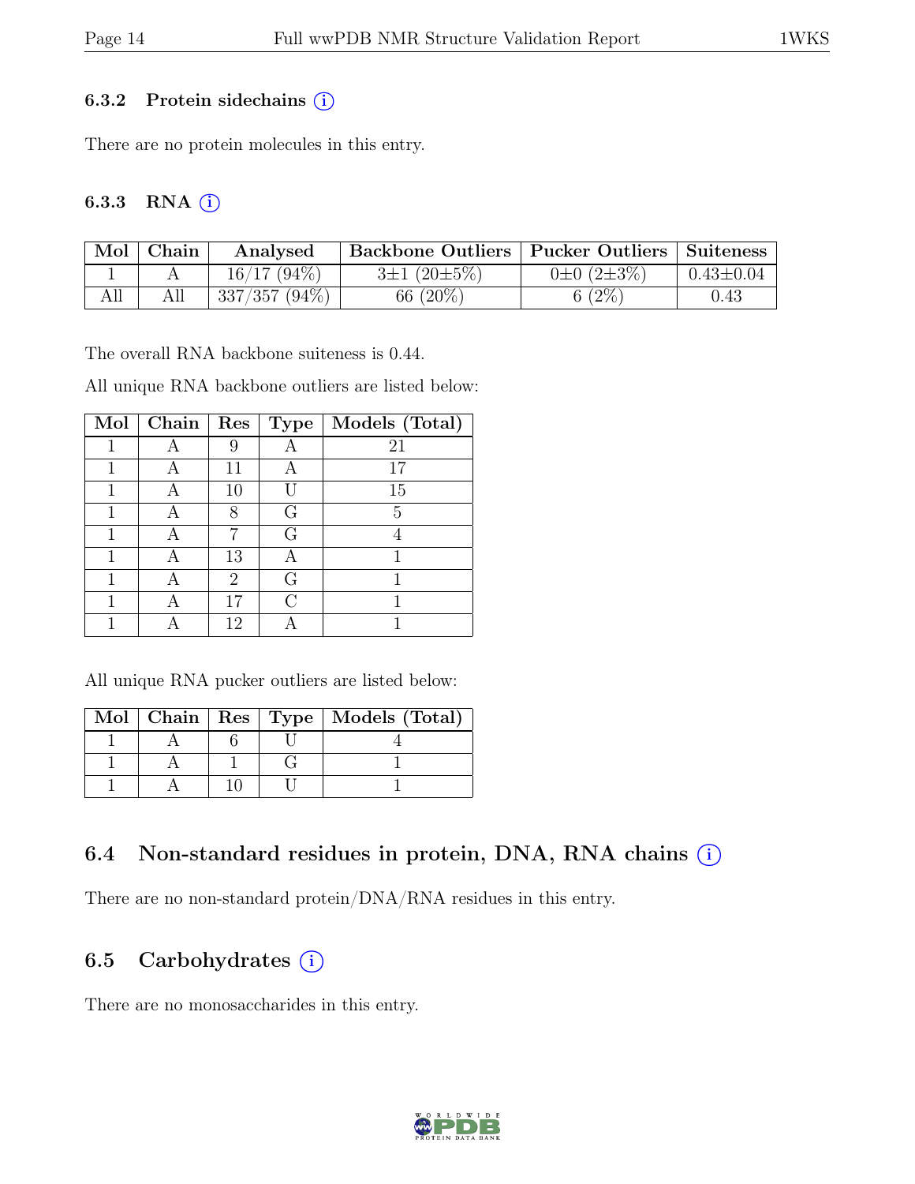### 6.3.2 Protein sidechains

There are no protein molecules in this entry.

### 6.3.3 RNA

| Mol | Chain | Analysed | Backbone Outliers | Pucker Outliers | Suiteness |
|---|---|---|---|---|---|
| 1 | A | 16/17 (94%) | 3±1 (20±5%) | 0±0 (2±3%) | 0.43±0.04 |
| All | All | 337/357 (94%) | 66 (20%) | 6 (2%) | 0.43 |

The overall RNA backbone suiteness is 0.44.

All unique RNA backbone outliers are listed below:

| Mol | Chain | Res | Type | Models (Total) |
|---|---|---|---|---|
| 1 | A | 9 | A | 21 |
| 1 | A | 11 | A | 17 |
| 1 | A | 10 | U | 15 |
| 1 | A | 8 | G | 5 |
| 1 | A | 7 | G | 4 |
| 1 | A | 13 | A | 1 |
| 1 | A | 2 | G | 1 |
| 1 | A | 17 | C | 1 |
| 1 | A | 12 | A | 1 |

All unique RNA pucker outliers are listed below:

| Mol | Chain | Res | Type | Models (Total) |
|---|---|---|---|---|
| 1 | A | 6 | U | 4 |
| 1 | A | 1 | G | 1 |
| 1 | A | 10 | U | 1 |

## 6.4 Non-standard residues in protein, DNA, RNA chains

There are no non-standard protein/DNA/RNA residues in this entry.

## 6.5 Carbohydrates

There are no monosaccharides in this entry.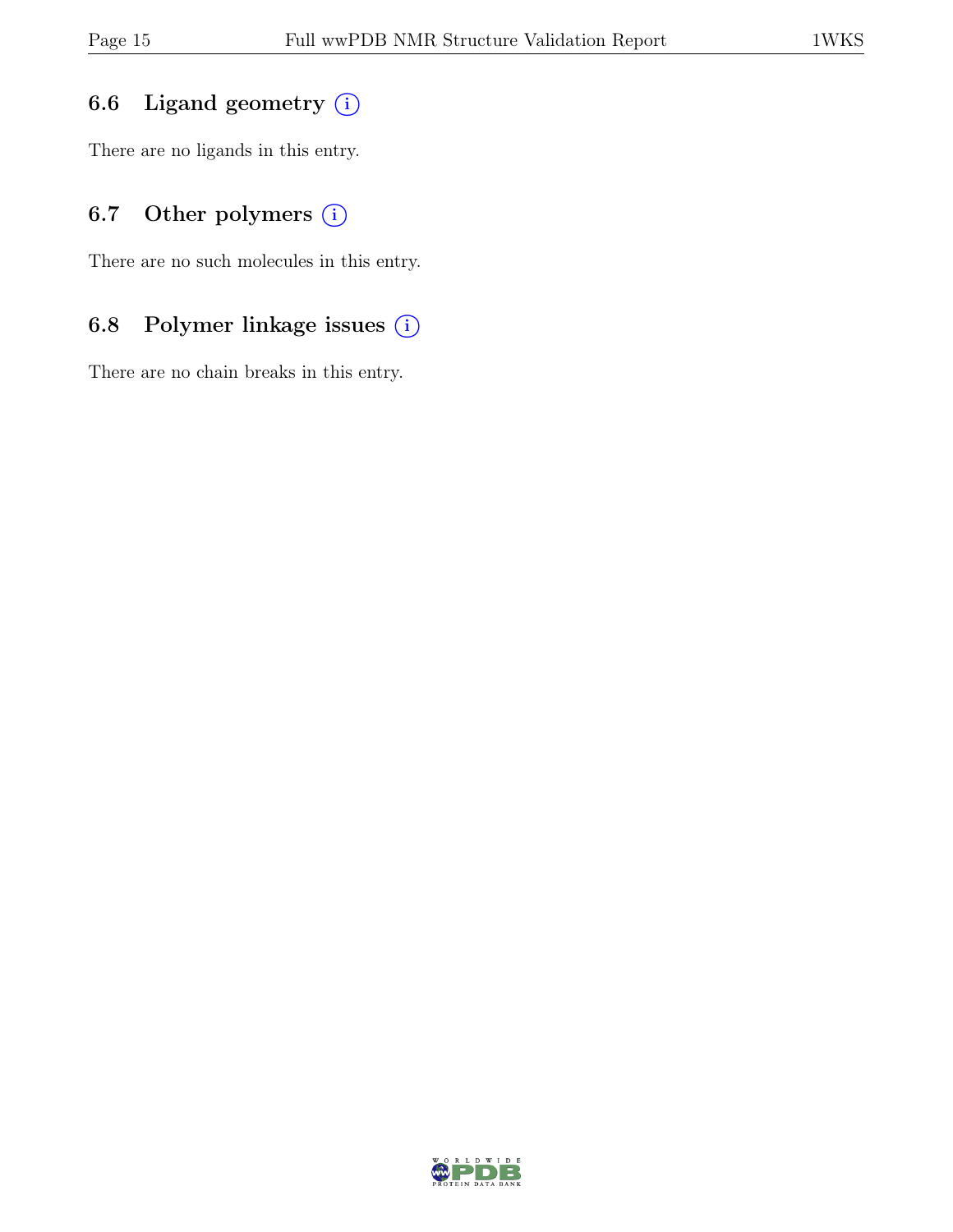### 6.6 Ligand geometry

There are no ligands in this entry.

### 6.7 Other polymers

There are no such molecules in this entry.

### 6.8 Polymer linkage issues

There are no chain breaks in this entry.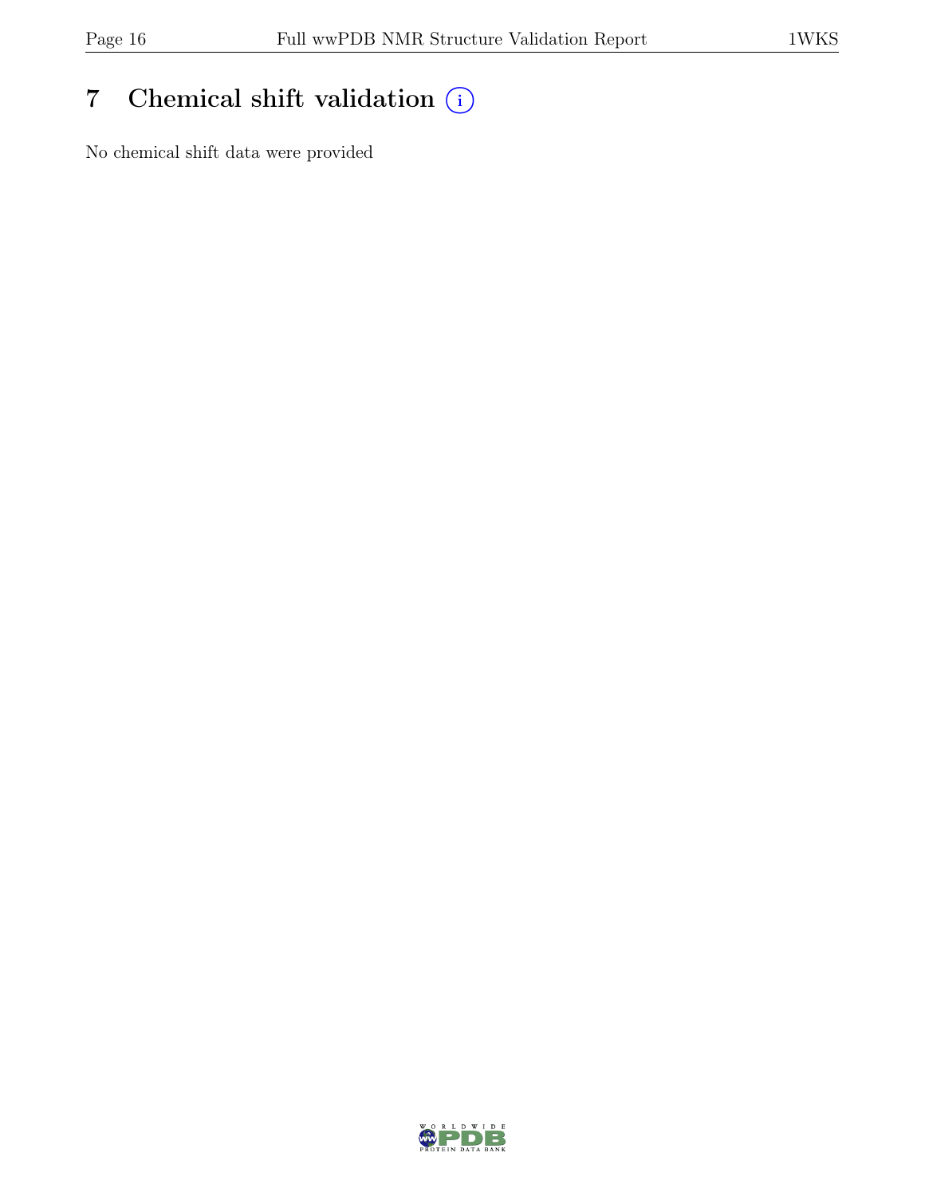# 7 Chemical shift validation

No chemical shift data were provided